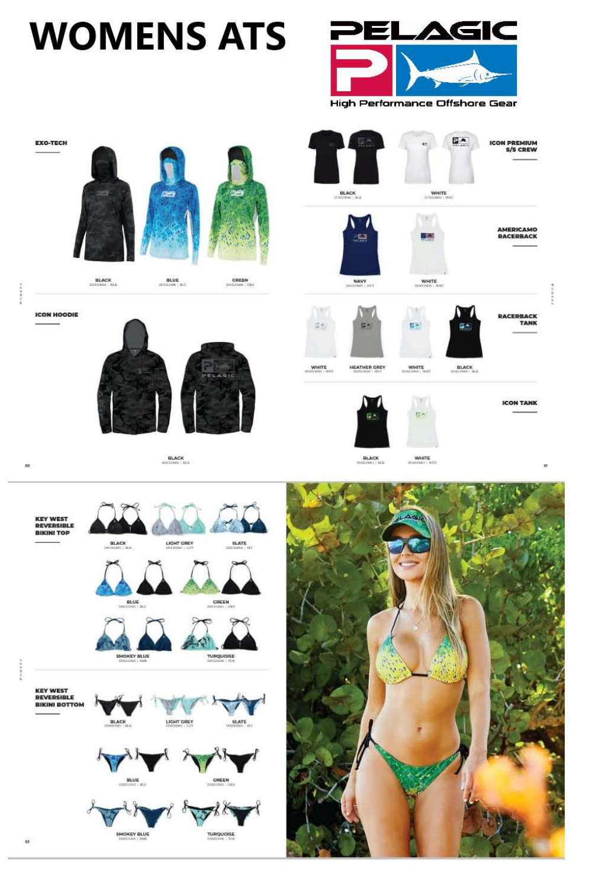# WOMENS ATS

PELAGIC

High Performance Offshore Gear

## EXO-TECH

BLACK

BLUE

GREEN

## ICON HOODIE

BLACK

## ICON PREMIUM S/S CREW

BLACK

WHITE

## AMERICAMO RACERBACK

NAVY

WHITE

## RACERBACK TANK

WHITE

HEATHER GREY

WHITE

BLACK

## ICON TANK

BLACK

WHITE

## KEY WEST REVERSIBLE BIKINI TOP

BLACK

LIGHT GREY

SLATE

BLUE

GREEN

SMOKEY BLUE

TURQUOISE

## KEY WEST REVERSIBLE BIKINI BOTTOM

BLACK

LIGHT GREY

SLATE

BLUE

GREEN

SMOKEY BLUE

TURQUOISE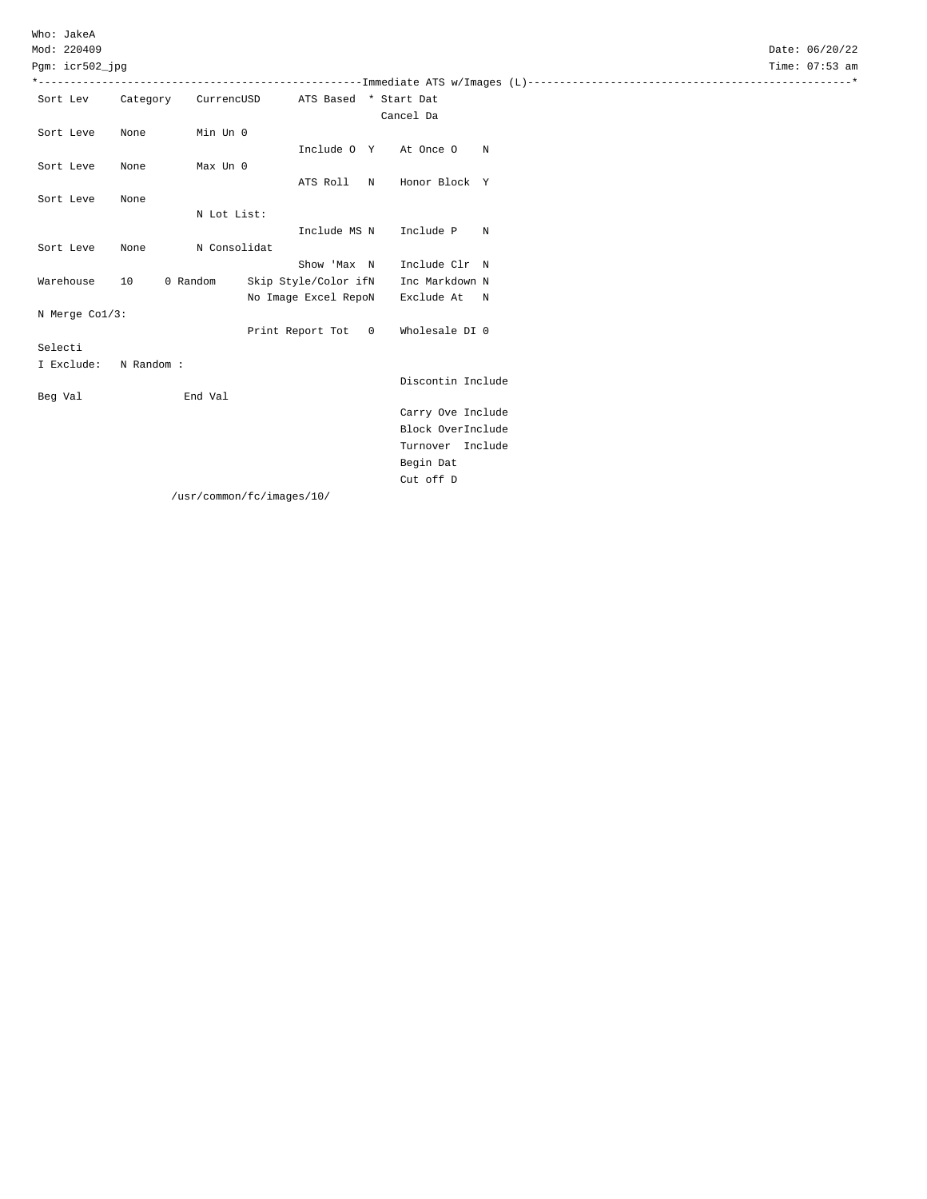```
Who: JakeA
Mod: 220409                                                                                                Date: 06/20/22
Pgm: icr502_jpg                                                                                            Time: 07:53 am
*---------------------------------------------------Immediate ATS w/Images (L)--------------------------------------------------*
 Sort Lev     Category    CurrencUSD      ATS Based  * Start Dat
                                                        Cancel Da
 Sort Leve    None        Min Un 0
                                          Include O  Y    At Once O    N
 Sort Leve    None        Max Un 0
                                          ATS Roll   N    Honor Block  Y
 Sort Leve    None
                          N Lot List:
                                          Include MS N    Include P    N
 Sort Leve    None        N Consolidat
                                          Show 'Max  N    Include Clr  N
 Warehouse    10     0 Random     Skip Style/Color ifN    Inc Markdown N
                                  No Image Excel RepoN    Exclude At   N
 N Merge Co1/3:
                                  Print Report Tot   0    Wholesale DI 0
 Selecti
 I Exclude:   N Random :
                                                          Discontin Include
 Beg Val                End Val
                                                          Carry Ove Include
                                                          Block OverInclude
                                                          Turnover  Include
                                                          Begin Dat
                                                          Cut off D
                      /usr/common/fc/images/10/
```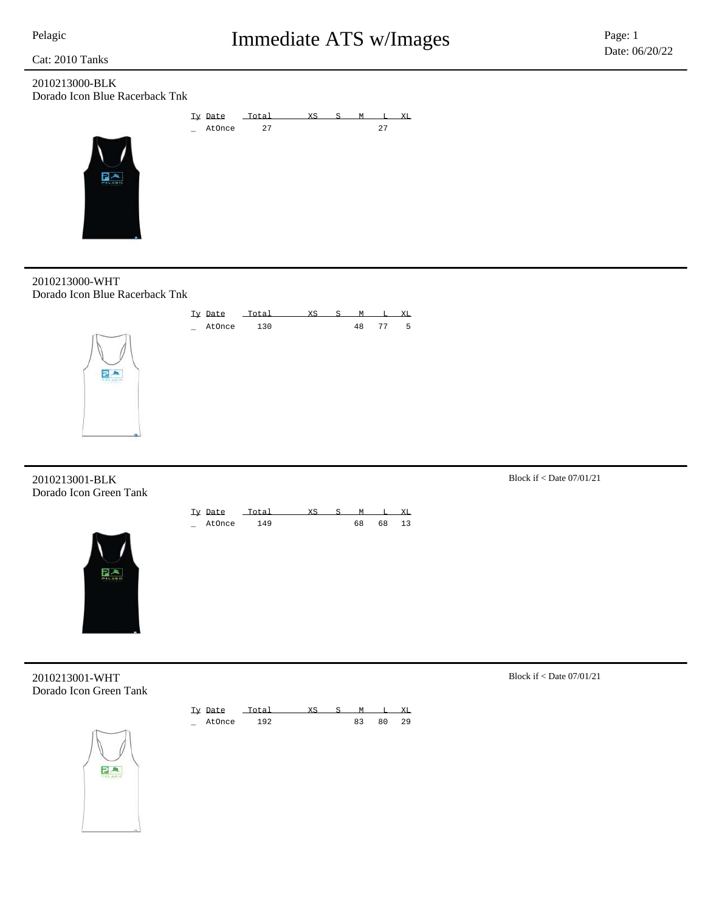# Immediate ATS w/Images

Pelagic

Cat: 2010 Tanks

Date: 06/20/22

## 2010213000-BLK
Dorado Icon Blue Racerback Tnk

| Ty | Date | Total | XS | S | M | L | XL |
|---|---|---|---|---|---|---|---|
| _ | AtOnce | 27 | | | | 27 | |

## 2010213000-WHT
Dorado Icon Blue Racerback Tnk

| Ty | Date | Total | XS | S | M | L | XL |
|---|---|---|---|---|---|---|---|
| _ | AtOnce | 130 | | | 48 | 77 | 5 |

## 2010213001-BLK
Dorado Icon Green Tank

Block if < Date 07/01/21

| Ty | Date | Total | XS | S | M | L | XL |
|---|---|---|---|---|---|---|---|
| _ | AtOnce | 149 | | | 68 | 68 | 13 |

## 2010213001-WHT
Dorado Icon Green Tank

Block if < Date 07/01/21

| Ty | Date | Total | XS | S | M | L | XL |
|---|---|---|---|---|---|---|---|
| _ | AtOnce | 192 | | | 83 | 80 | 29 |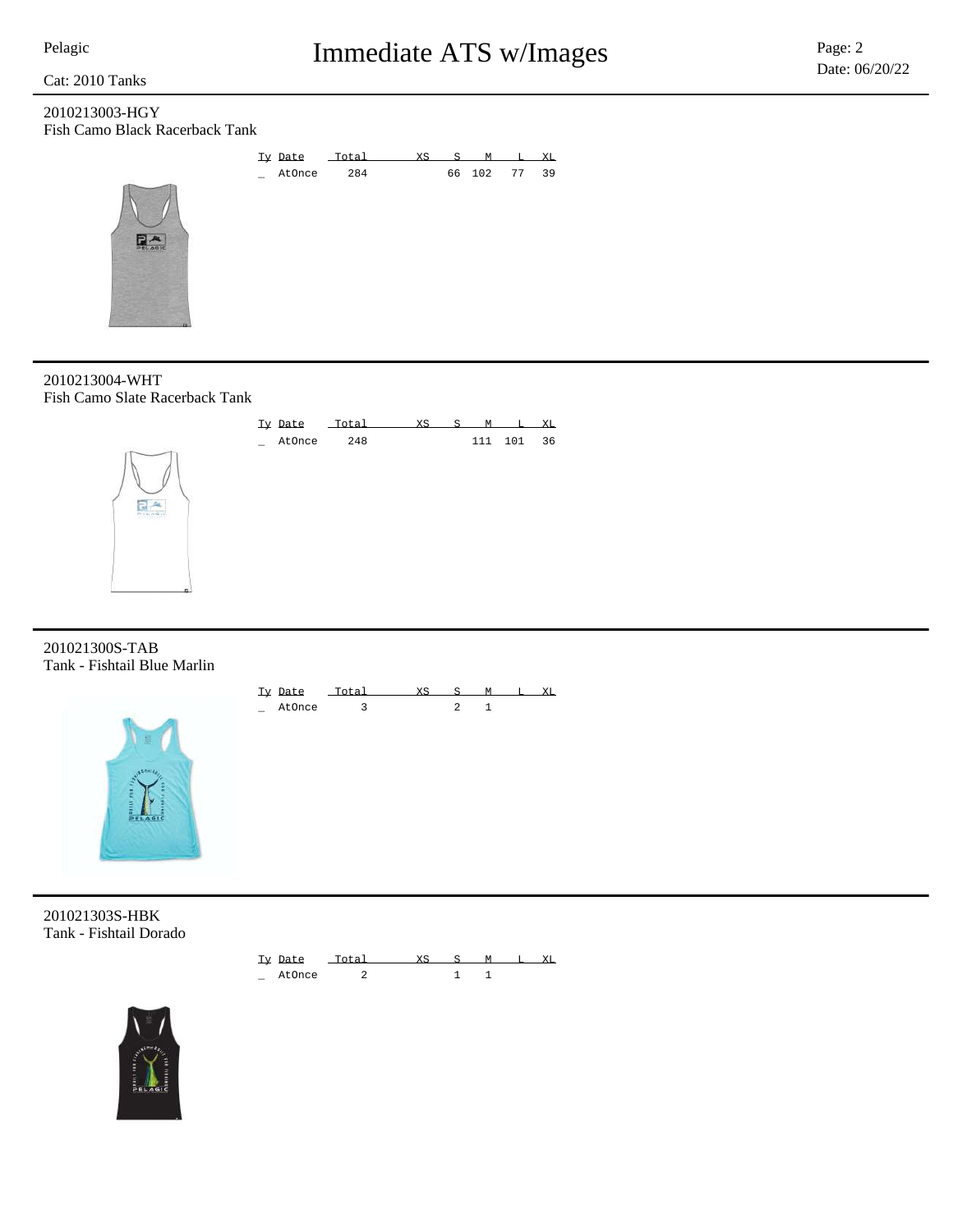Cat: 2010 Tanks

## Immediate ATS w/Images

Date: 06/20/22

### 2010213003-HGY
Fish Camo Black Racerback Tank

| Ty | Date | Total | XS | S | M | L | XL |
|---|---|---|---|---|---|---|---|
| _ | AtOnce | 284 | | 66 | 102 | 77 | 39 |

### 2010213004-WHT
Fish Camo Slate Racerback Tank

| Ty | Date | Total | XS | S | M | L | XL |
|---|---|---|---|---|---|---|---|
| _ | AtOnce | 248 | | | 111 | 101 | 36 |

### 201021300S-TAB
Tank - Fishtail Blue Marlin

| Ty | Date | Total | XS | S | M | L | XL |
|---|---|---|---|---|---|---|---|
| _ | AtOnce | 3 | | 2 | 1 | | |

### 201021303S-HBK
Tank - Fishtail Dorado

| Ty | Date | Total | XS | S | M | L | XL |
|---|---|---|---|---|---|---|---|
| _ | AtOnce | 2 | | 1 | 1 | | |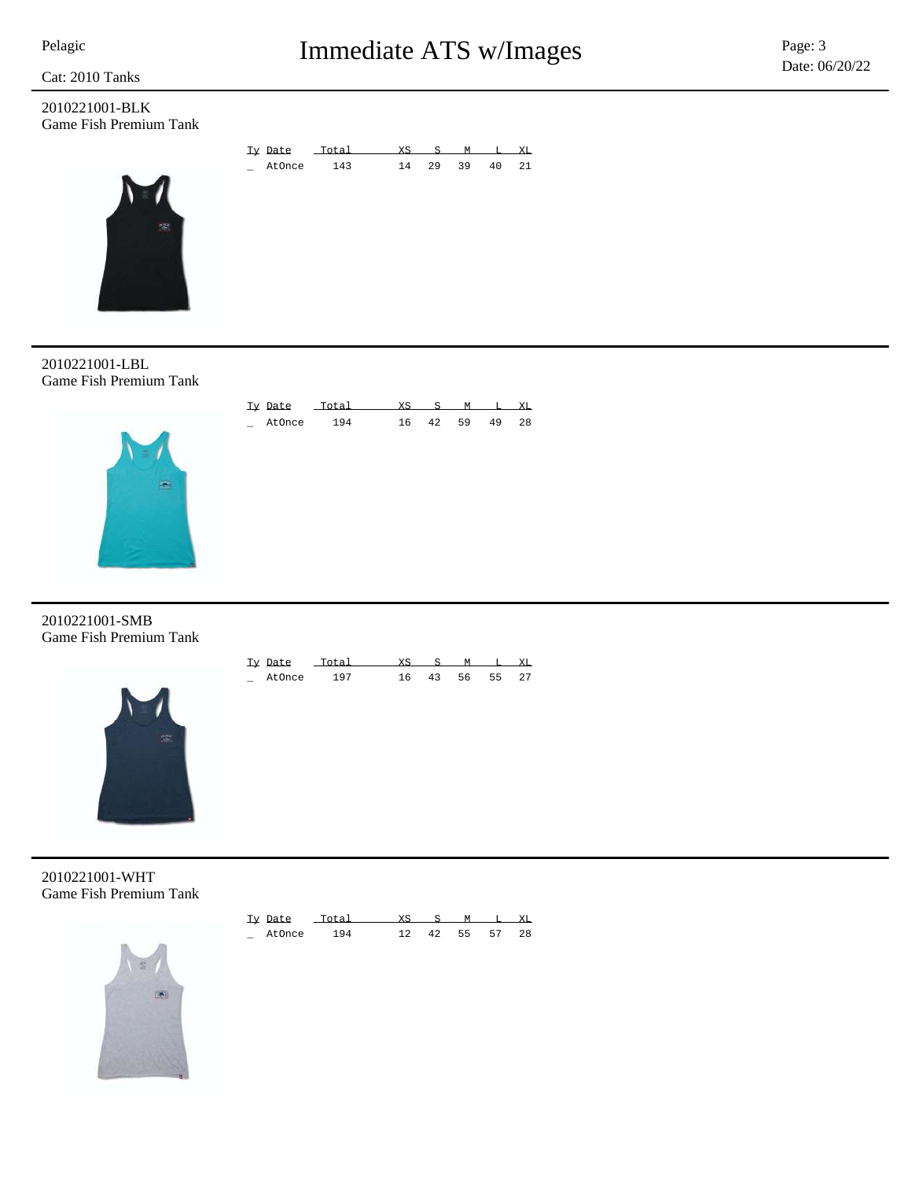Cat: 2010 Tanks

## 2010221001-BLK
Game Fish Premium Tank

| Ty | Date | Total | XS | S | M | L | XL |
|---|---|---|---|---|---|---|---|
| _ | AtOnce | 143 | 14 | 29 | 39 | 40 | 21 |

## 2010221001-LBL
Game Fish Premium Tank

| Ty | Date | Total | XS | S | M | L | XL |
|---|---|---|---|---|---|---|---|
| _ | AtOnce | 194 | 16 | 42 | 59 | 49 | 28 |

## 2010221001-SMB
Game Fish Premium Tank

| Ty | Date | Total | XS | S | M | L | XL |
|---|---|---|---|---|---|---|---|
| _ | AtOnce | 197 | 16 | 43 | 56 | 55 | 27 |

## 2010221001-WHT
Game Fish Premium Tank

| Ty | Date | Total | XS | S | M | L | XL |
|---|---|---|---|---|---|---|---|
| _ | AtOnce | 194 | 12 | 42 | 55 | 57 | 28 |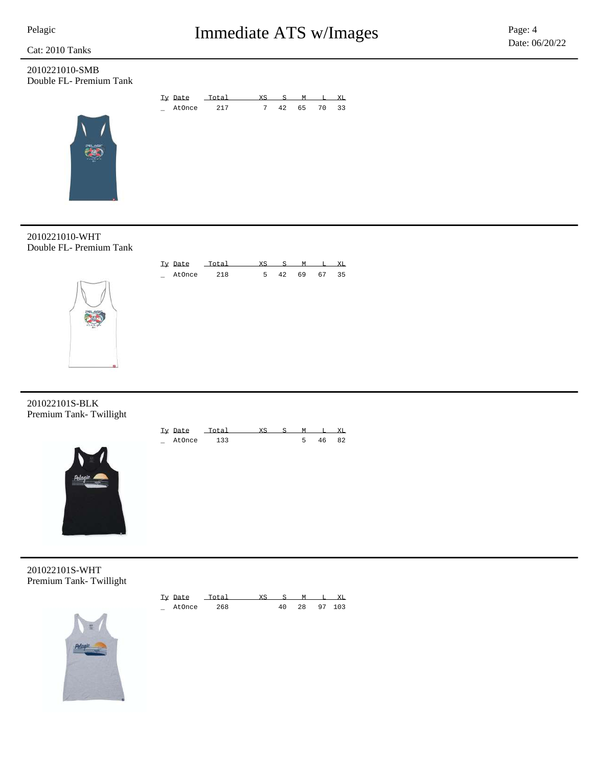Cat: 2010 Tanks

## 2010221010-SMB
Double FL- Premium Tank

| Ty | Date | Total | XS | S | M | L | XL |
|---|---|---|---|---|---|---|---|
| _ | AtOnce | 217 | 7 | 42 | 65 | 70 | 33 |

## 2010221010-WHT
Double FL- Premium Tank

| Ty | Date | Total | XS | S | M | L | XL |
|---|---|---|---|---|---|---|---|
| _ | AtOnce | 218 | 5 | 42 | 69 | 67 | 35 |

## 201022101S-BLK
Premium Tank- Twillight

| Ty | Date | Total | XS | S | M | L | XL |
|---|---|---|---|---|---|---|---|
| _ | AtOnce | 133 | | | 5 | 46 | 82 |

## 201022101S-WHT
Premium Tank- Twillight

| Ty | Date | Total | XS | S | M | L | XL |
|---|---|---|---|---|---|---|---|
| _ | AtOnce | 268 | | 40 | 28 | 97 | 103 |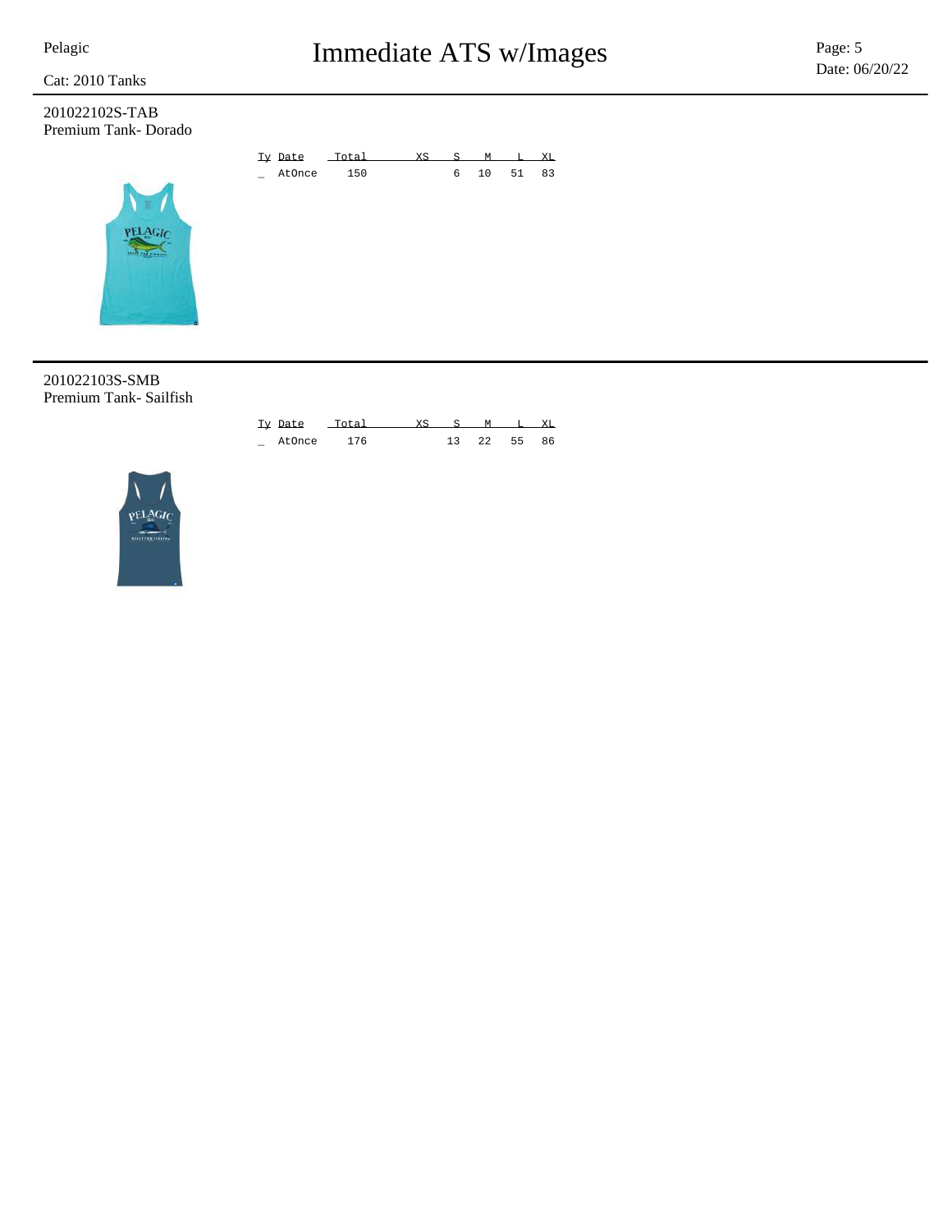Pelagic

# Immediate ATS w/Images

Cat: 2010 Tanks

Date: 06/20/22

## 201022102S-TAB
Premium Tank- Dorado

| Ty | Date | Total | XS | S | M | L | XL |
|---|---|---|---|---|---|---|---|
| _ | AtOnce | 150 | | 6 | 10 | 51 | 83 |

## 201022103S-SMB
Premium Tank- Sailfish

| Ty | Date | Total | XS | S | M | L | XL |
|---|---|---|---|---|---|---|---|
| _ | AtOnce | 176 | | 13 | 22 | 55 | 86 |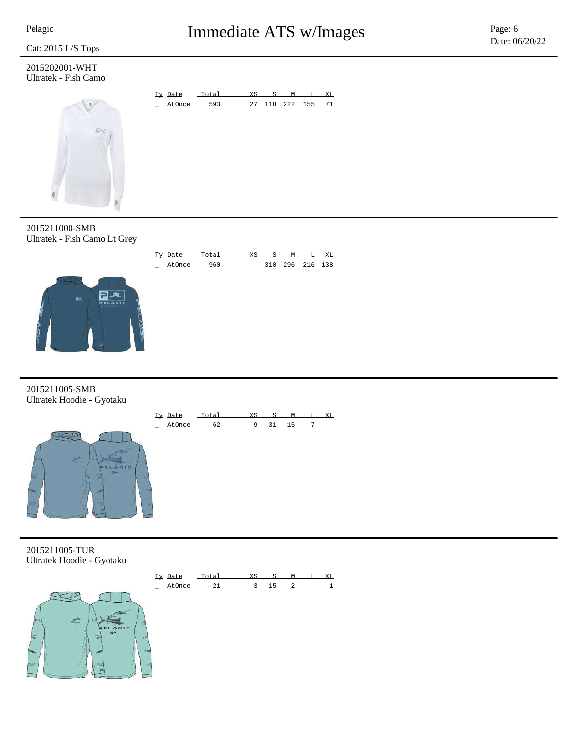# Immediate ATS w/Images

Pelagic

Cat: 2015 L/S Tops

Date: 06/20/22

## 2015202001-WHT
Ultratek - Fish Camo

| Ty | Date | Total | XS | S | M | L | XL |
|---|---|---|---|---|---|---|---|
| _ | AtOnce | 593 | 27 | 118 | 222 | 155 | 71 |

## 2015211000-SMB
Ultratek - Fish Camo Lt Grey

| Ty | Date | Total | XS | S | M | L | XL |
|---|---|---|---|---|---|---|---|
| _ | AtOnce | 960 | | 310 | 296 | 216 | 138 |

## 2015211005-SMB
Ultratek Hoodie - Gyotaku

| Ty | Date | Total | XS | S | M | L | XL |
|---|---|---|---|---|---|---|---|
| _ | AtOnce | 62 | 9 | 31 | 15 | 7 | |

## 2015211005-TUR
Ultratek Hoodie - Gyotaku

| Ty | Date | Total | XS | S | M | L | XL |
|---|---|---|---|---|---|---|---|
| _ | AtOnce | 21 | 3 | 15 | 2 | | 1 |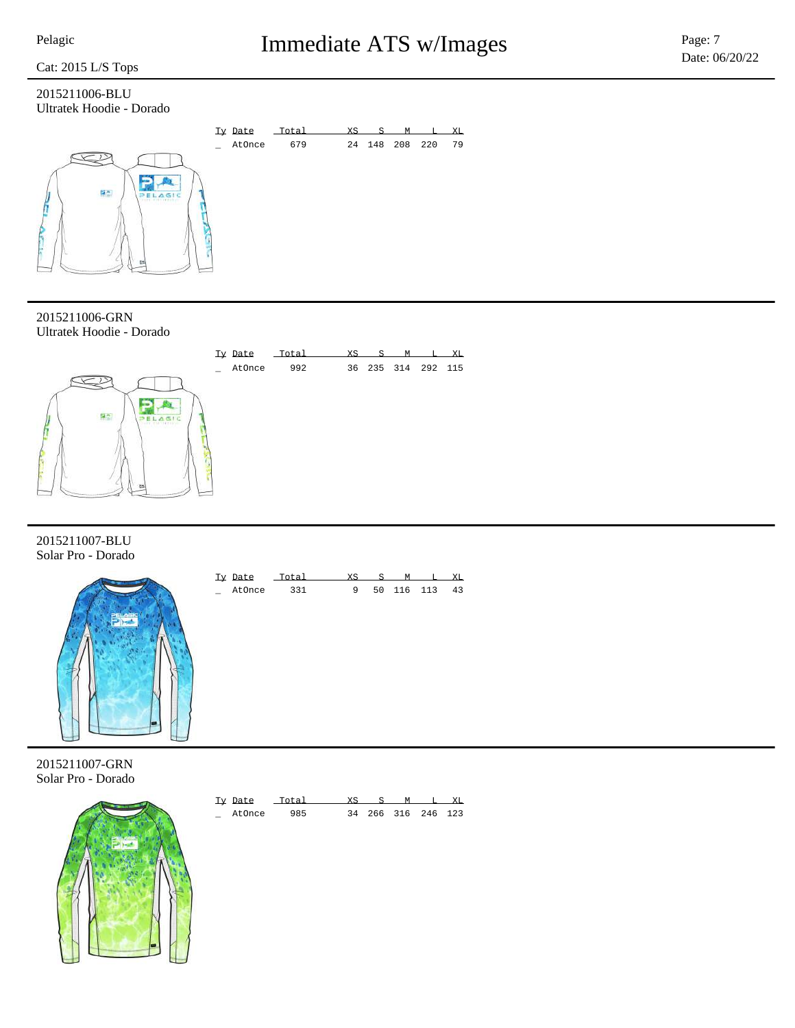Cat: 2015 L/S Tops

# Immediate ATS w/Images

## 2015211006-BLU
Ultratek Hoodie - Dorado

| Ty | Date | Total | XS | S | M | L | XL |
|---|---|---|---|---|---|---|---|
| _ | AtOnce | 679 | 24 | 148 | 208 | 220 | 79 |

## 2015211006-GRN
Ultratek Hoodie - Dorado

| Ty | Date | Total | XS | S | M | L | XL |
|---|---|---|---|---|---|---|---|
| _ | AtOnce | 992 | 36 | 235 | 314 | 292 | 115 |

## 2015211007-BLU
Solar Pro - Dorado

| Ty | Date | Total | XS | S | M | L | XL |
|---|---|---|---|---|---|---|---|
| _ | AtOnce | 331 | 9 | 50 | 116 | 113 | 43 |

## 2015211007-GRN
Solar Pro - Dorado

| Ty | Date | Total | XS | S | M | L | XL |
|---|---|---|---|---|---|---|---|
| _ | AtOnce | 985 | 34 | 266 | 316 | 246 | 123 |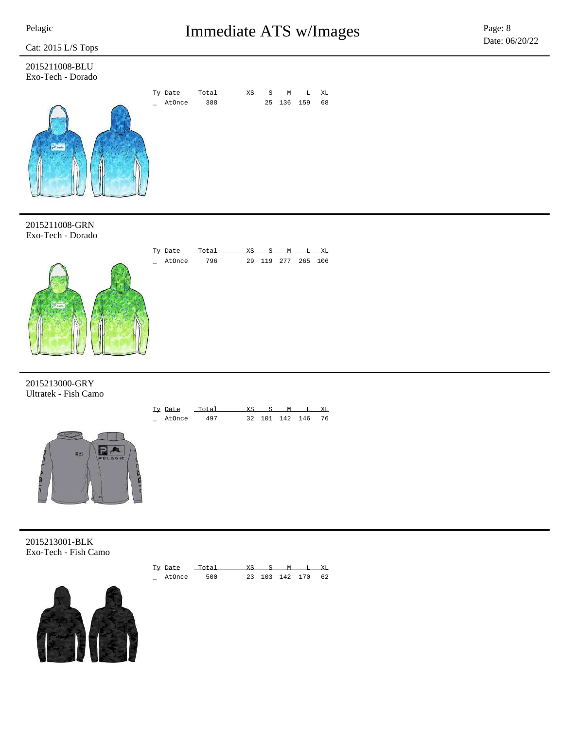Cat: 2015 L/S Tops

## 2015211008-BLU
Exo-Tech - Dorado

| Ty | Date | Total | XS | S | M | L | XL |
|---|---|---|---|---|---|---|---|
| _ | AtOnce | 388 | | 25 | 136 | 159 | 68 |

## 2015211008-GRN
Exo-Tech - Dorado

| Ty | Date | Total | XS | S | M | L | XL |
|---|---|---|---|---|---|---|---|
| _ | AtOnce | 796 | 29 | 119 | 277 | 265 | 106 |

## 2015213000-GRY
Ultratek - Fish Camo

| Ty | Date | Total | XS | S | M | L | XL |
|---|---|---|---|---|---|---|---|
| _ | AtOnce | 497 | 32 | 101 | 142 | 146 | 76 |

## 2015213001-BLK
Exo-Tech - Fish Camo

| Ty | Date | Total | XS | S | M | L | XL |
|---|---|---|---|---|---|---|---|
| _ | AtOnce | 500 | 23 | 103 | 142 | 170 | 62 |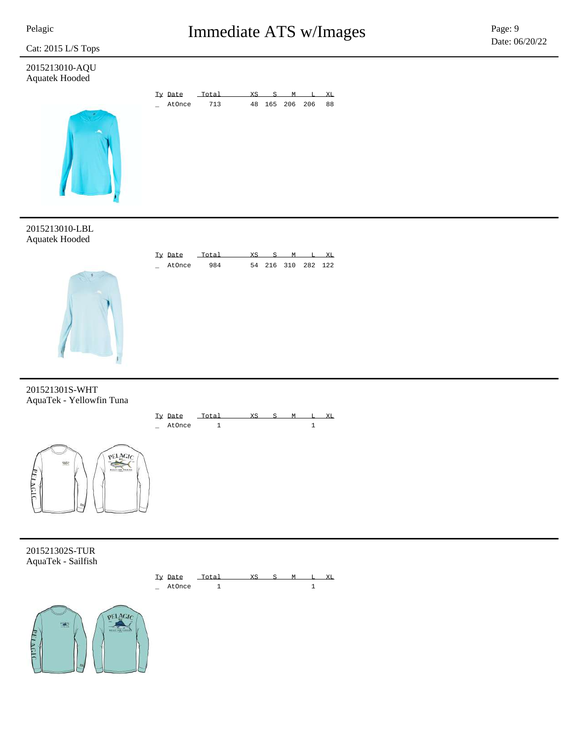Cat: 2015 L/S Tops

## 2015213010-AQU
Aquatek Hooded

| Ty | Date | Total | XS | S | M | L | XL |
|---|---|---|---|---|---|---|---|
| _ | AtOnce | 713 | 48 | 165 | 206 | 206 | 88 |

## 2015213010-LBL
Aquatek Hooded

| Ty | Date | Total | XS | S | M | L | XL |
|---|---|---|---|---|---|---|---|
| _ | AtOnce | 984 | 54 | 216 | 310 | 282 | 122 |

## 201521301S-WHT
AquaTek - Yellowfin Tuna

| Ty | Date | Total | XS | S | M | L | XL |
|---|---|---|---|---|---|---|---|
| _ | AtOnce | 1 | | | | 1 | |

## 201521302S-TUR
AquaTek - Sailfish

| Ty | Date | Total | XS | S | M | L | XL |
|---|---|---|---|---|---|---|---|
| _ | AtOnce | 1 | | | | 1 | |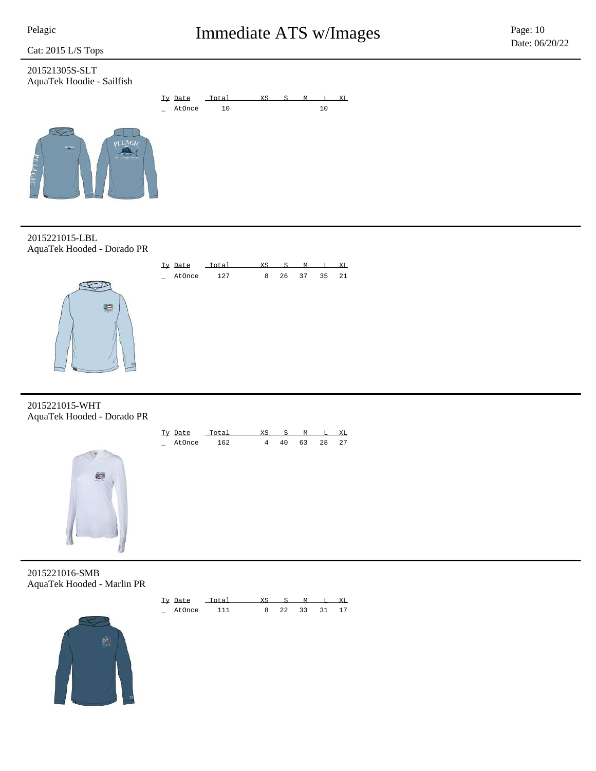Pelagic

# Immediate ATS w/Images

Date: 06/20/22

Cat: 2015 L/S Tops

## 201521305S-SLT
AquaTek Hoodie - Sailfish

| Ty | Date | Total | XS | S | M | L | XL |
|---|---|---|---|---|---|---|---|
| _ | AtOnce | 10 | | | | 10 | |

## 2015221015-LBL
AquaTek Hooded - Dorado PR

| Ty | Date | Total | XS | S | M | L | XL |
|---|---|---|---|---|---|---|---|
| _ | AtOnce | 127 | 8 | 26 | 37 | 35 | 21 |

## 2015221015-WHT
AquaTek Hooded - Dorado PR

| Ty | Date | Total | XS | S | M | L | XL |
|---|---|---|---|---|---|---|---|
| _ | AtOnce | 162 | 4 | 40 | 63 | 28 | 27 |

## 2015221016-SMB
AquaTek Hooded - Marlin PR

| Ty | Date | Total | XS | S | M | L | XL |
|---|---|---|---|---|---|---|---|
| _ | AtOnce | 111 | 8 | 22 | 33 | 31 | 17 |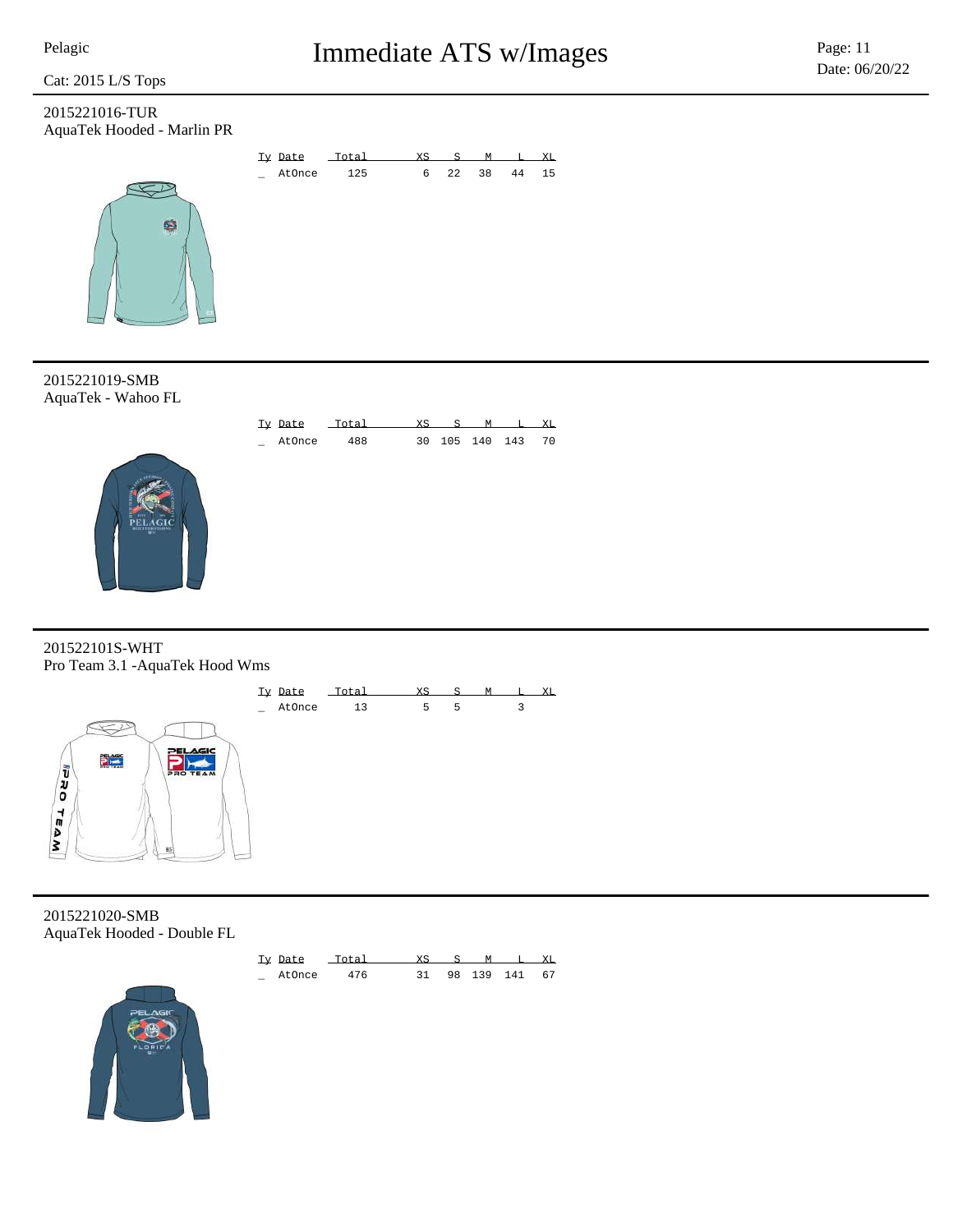## 2015221016-TUR
AquaTek Hooded - Marlin PR

| Ty | Date | Total | XS | S | M | L | XL |
|---|---|---|---|---|---|---|---|
| _ | AtOnce | 125 | 6 | 22 | 38 | 44 | 15 |

## 2015221019-SMB
AquaTek - Wahoo FL

| Ty | Date | Total | XS | S | M | L | XL |
|---|---|---|---|---|---|---|---|
| _ | AtOnce | 488 | 30 | 105 | 140 | 143 | 70 |

## 201522101S-WHT
Pro Team 3.1 -AquaTek Hood Wms

| Ty | Date | Total | XS | S | M | L | XL |
|---|---|---|---|---|---|---|---|
| _ | AtOnce | 13 | 5 | 5 | | 3 | |

## 2015221020-SMB
AquaTek Hooded - Double FL

| Ty | Date | Total | XS | S | M | L | XL |
|---|---|---|---|---|---|---|---|
| _ | AtOnce | 476 | 31 | 98 | 139 | 141 | 67 |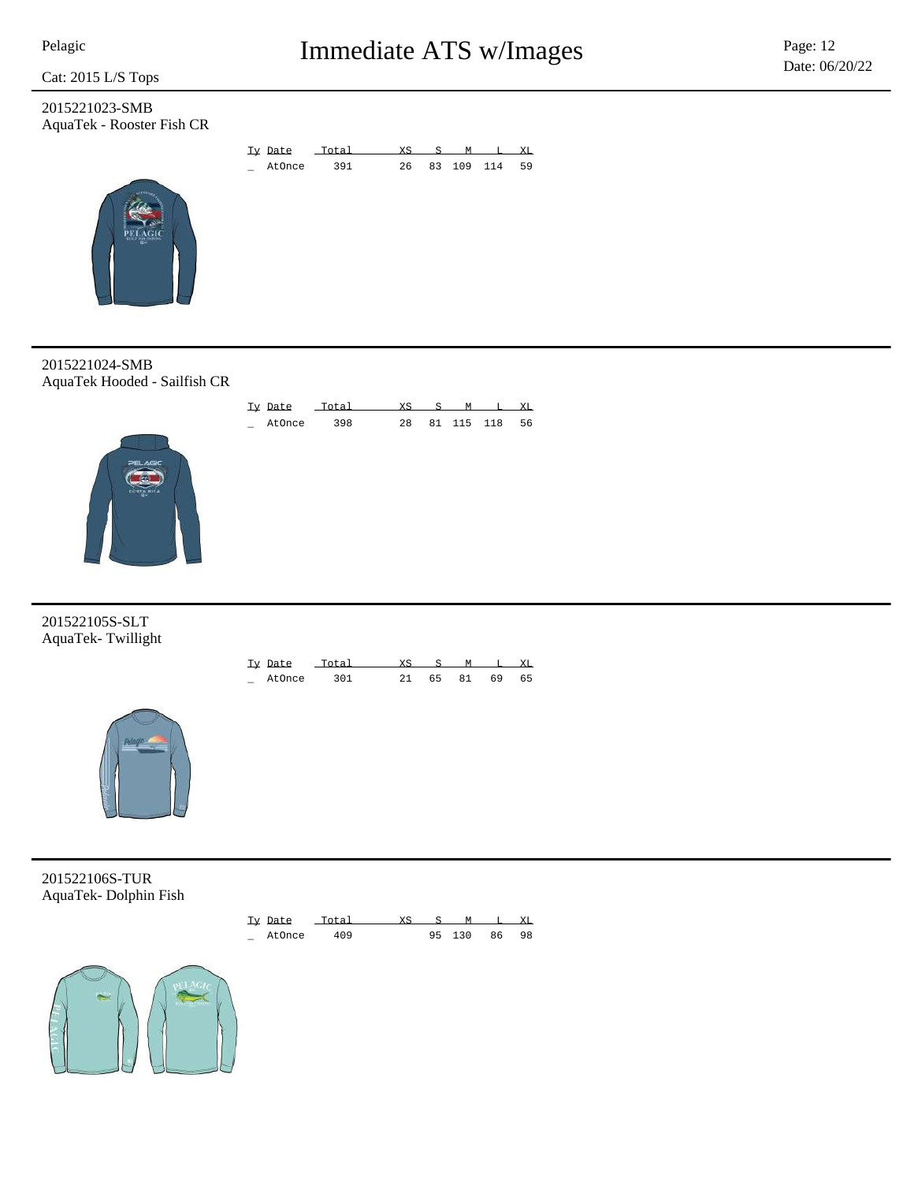# Immediate ATS w/Images

Pelagic

Cat: 2015 L/S Tops

Date: 06/20/22

## 2015221023-SMB
AquaTek - Rooster Fish CR

| Ty | Date | Total | XS | S | M | L | XL |
|---|---|---|---|---|---|---|---|
| _ | AtOnce | 391 | 26 | 83 | 109 | 114 | 59 |

## 2015221024-SMB
AquaTek Hooded - Sailfish CR

| Ty | Date | Total | XS | S | M | L | XL |
|---|---|---|---|---|---|---|---|
| _ | AtOnce | 398 | 28 | 81 | 115 | 118 | 56 |

## 201522105S-SLT
AquaTek- Twillight

| Ty | Date | Total | XS | S | M | L | XL |
|---|---|---|---|---|---|---|---|
| _ | AtOnce | 301 | 21 | 65 | 81 | 69 | 65 |

## 201522106S-TUR
AquaTek- Dolphin Fish

| Ty | Date | Total | XS | S | M | L | XL |
|---|---|---|---|---|---|---|---|
| _ | AtOnce | 409 | | 95 | 130 | 86 | 98 |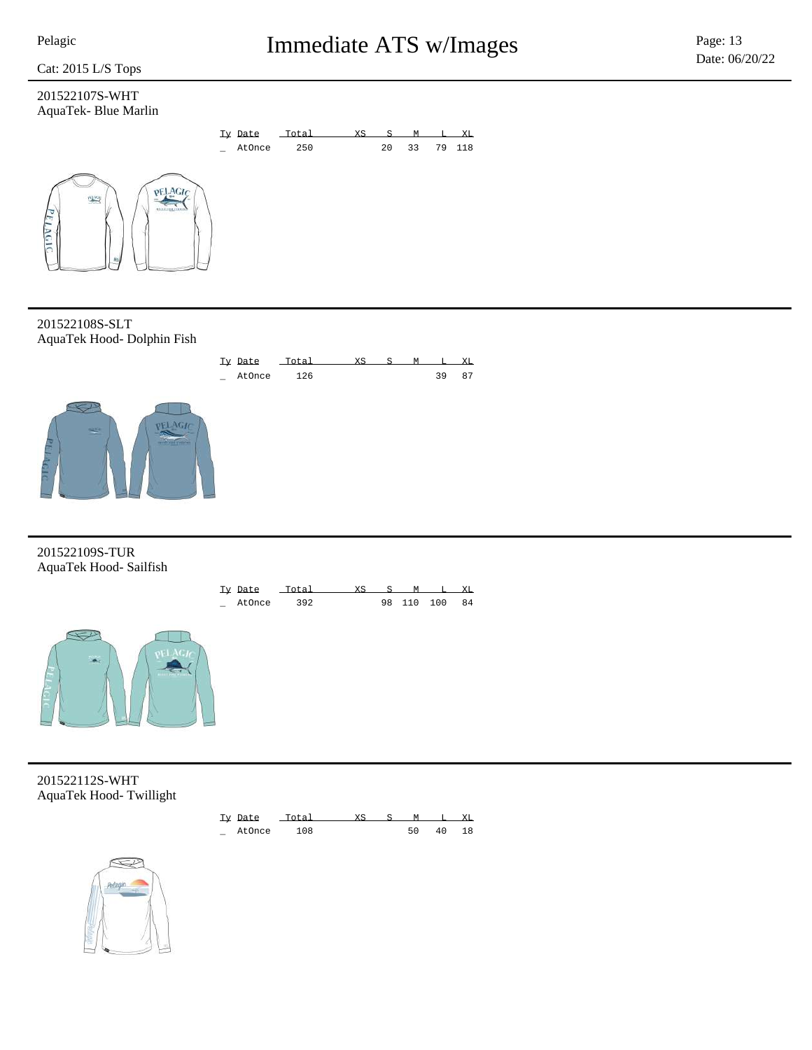Cat: 2015 L/S Tops

## 201522107S-WHT
AquaTek- Blue Marlin

| Ty | Date | Total | XS | S | M | L | XL |
|---|---|---|---|---|---|---|---|
| _ | AtOnce | 250 | | 20 | 33 | 79 | 118 |

## 201522108S-SLT
AquaTek Hood- Dolphin Fish

| Ty | Date | Total | XS | S | M | L | XL |
|---|---|---|---|---|---|---|---|
| _ | AtOnce | 126 | | | | 39 | 87 |

## 201522109S-TUR
AquaTek Hood- Sailfish

| Ty | Date | Total | XS | S | M | L | XL |
|---|---|---|---|---|---|---|---|
| _ | AtOnce | 392 | | 98 | 110 | 100 | 84 |

## 201522112S-WHT
AquaTek Hood- Twillight

| Ty | Date | Total | XS | S | M | L | XL |
|---|---|---|---|---|---|---|---|
| _ | AtOnce | 108 | | | 50 | 40 | 18 |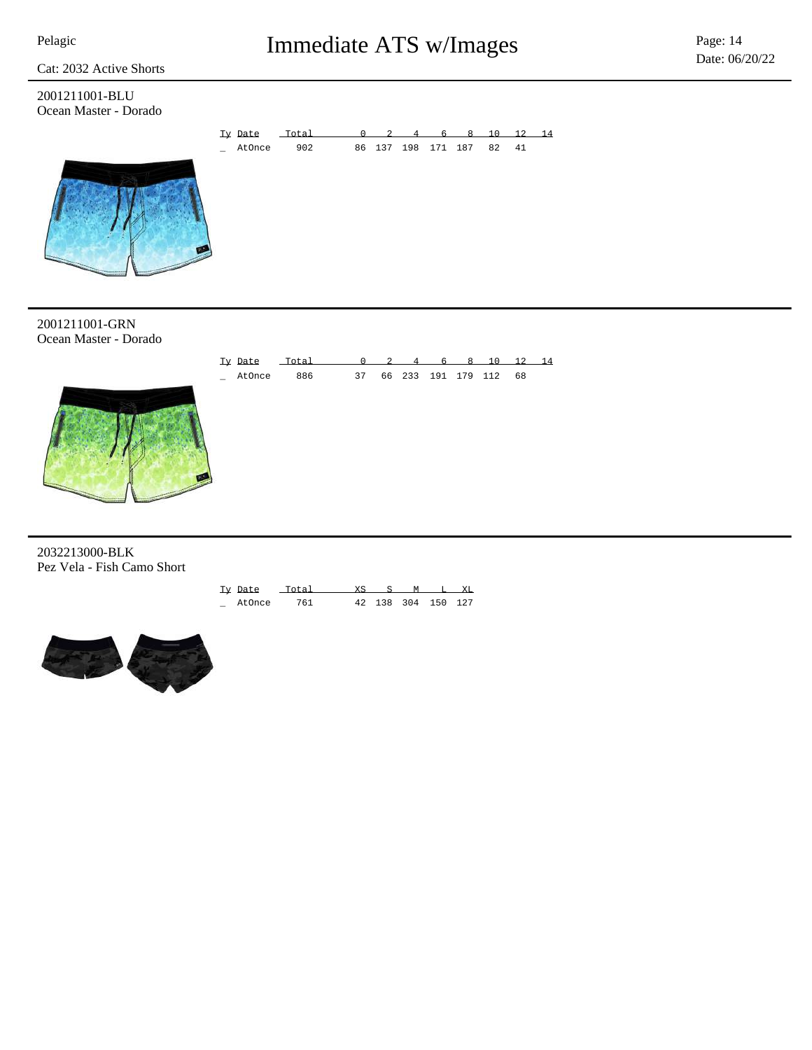Pelagic

# Immediate ATS w/Images

Cat: 2032 Active Shorts

Page: 14
Date: 06/20/22

## 2001211001-BLU
Ocean Master - Dorado

| Ty | Date | Total | 0 | 2 | 4 | 6 | 8 | 10 | 12 | 14 |
|---|---|---|---|---|---|---|---|---|---|---|
| _ | AtOnce | 902 | 86 | 137 | 198 | 171 | 187 | 82 | 41 | |

## 2001211001-GRN
Ocean Master - Dorado

| Ty | Date | Total | 0 | 2 | 4 | 6 | 8 | 10 | 12 | 14 |
|---|---|---|---|---|---|---|---|---|---|---|
| _ | AtOnce | 886 | 37 | 66 | 233 | 191 | 179 | 112 | 68 | |

## 2032213000-BLK
Pez Vela - Fish Camo Short

| Ty | Date | Total | XS | S | M | L | XL |
|---|---|---|---|---|---|---|---|
| _ | AtOnce | 761 | 42 | 138 | 304 | 150 | 127 |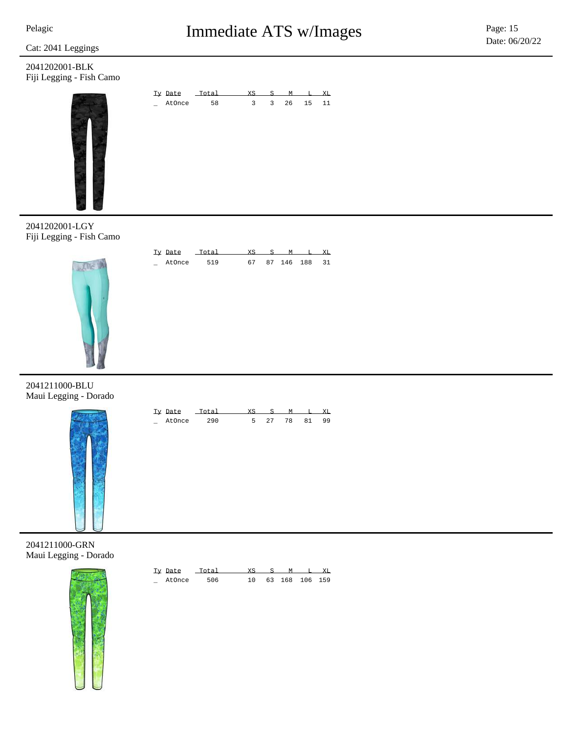# Immediate ATS w/Images

Pelagic

Cat: 2041 Leggings

Date: 06/20/22

## 2041202001-BLK
Fiji Legging - Fish Camo

| Ty | Date | Total | XS | S | M | L | XL |
|---|---|---|---|---|---|---|---|
| _ | AtOnce | 58 | 3 | 3 | 26 | 15 | 11 |

## 2041202001-LGY
Fiji Legging - Fish Camo

| Ty | Date | Total | XS | S | M | L | XL |
|---|---|---|---|---|---|---|---|
| _ | AtOnce | 519 | 67 | 87 | 146 | 188 | 31 |

## 2041211000-BLU
Maui Legging - Dorado

| Ty | Date | Total | XS | S | M | L | XL |
|---|---|---|---|---|---|---|---|
| _ | AtOnce | 290 | 5 | 27 | 78 | 81 | 99 |

## 2041211000-GRN
Maui Legging - Dorado

| Ty | Date | Total | XS | S | M | L | XL |
|---|---|---|---|---|---|---|---|
| _ | AtOnce | 506 | 10 | 63 | 168 | 106 | 159 |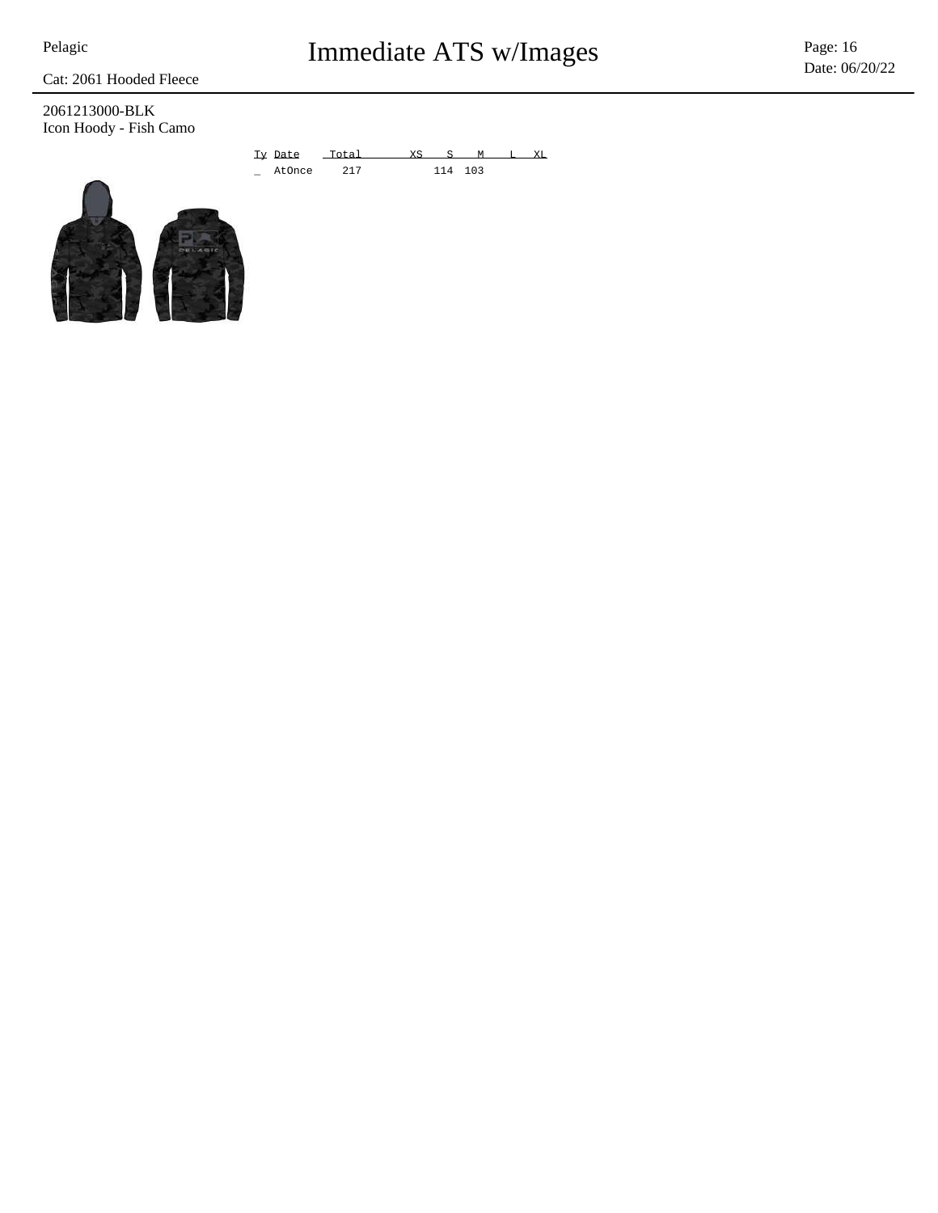Cat: 2061 Hooded Fleece

2061213000-BLK
Icon Hoody - Fish Camo

| Ty | Date | Total | XS | S | M | L | XL |
|---|---|---|---|---|---|---|---|
| _ | AtOnce | 217 | | 114 | 103 | | |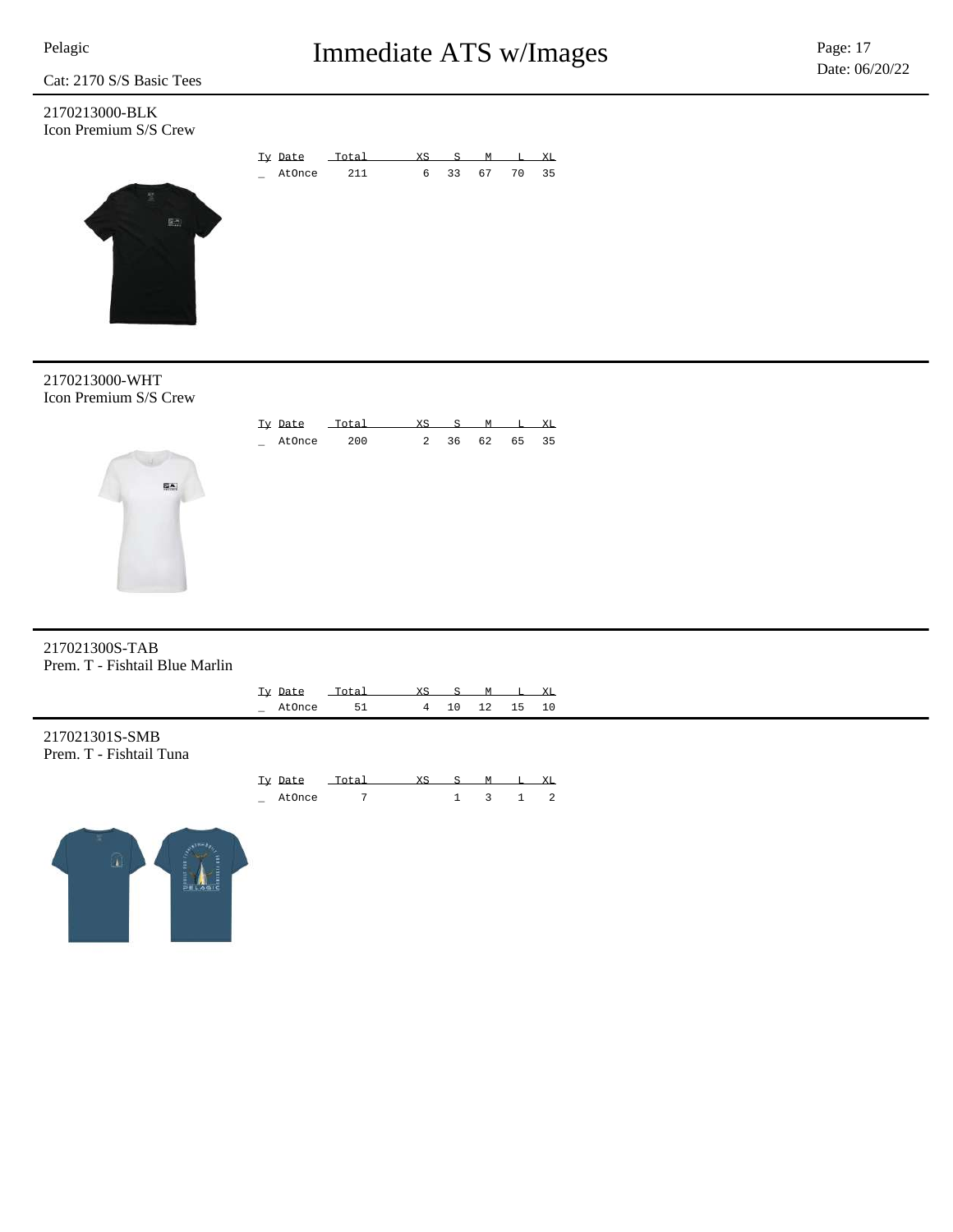Cat: 2170 S/S Basic Tees

# Immediate ATS w/Images

## 2170213000-BLK
Icon Premium S/S Crew

| Ty | Date | Total | XS | S | M | L | XL |
|---|---|---|---|---|---|---|---|
| _ | AtOnce | 211 | 6 | 33 | 67 | 70 | 35 |

## 2170213000-WHT
Icon Premium S/S Crew

| Ty | Date | Total | XS | S | M | L | XL |
|---|---|---|---|---|---|---|---|
| _ | AtOnce | 200 | 2 | 36 | 62 | 65 | 35 |

## 217021300S-TAB
Prem. T - Fishtail Blue Marlin

| Ty | Date | Total | XS | S | M | L | XL |
|---|---|---|---|---|---|---|---|
| _ | AtOnce | 51 | 4 | 10 | 12 | 15 | 10 |

## 217021301S-SMB
Prem. T - Fishtail Tuna

| Ty | Date | Total | XS | S | M | L | XL |
|---|---|---|---|---|---|---|---|
| _ | AtOnce | 7 | | 1 | 3 | 1 | 2 |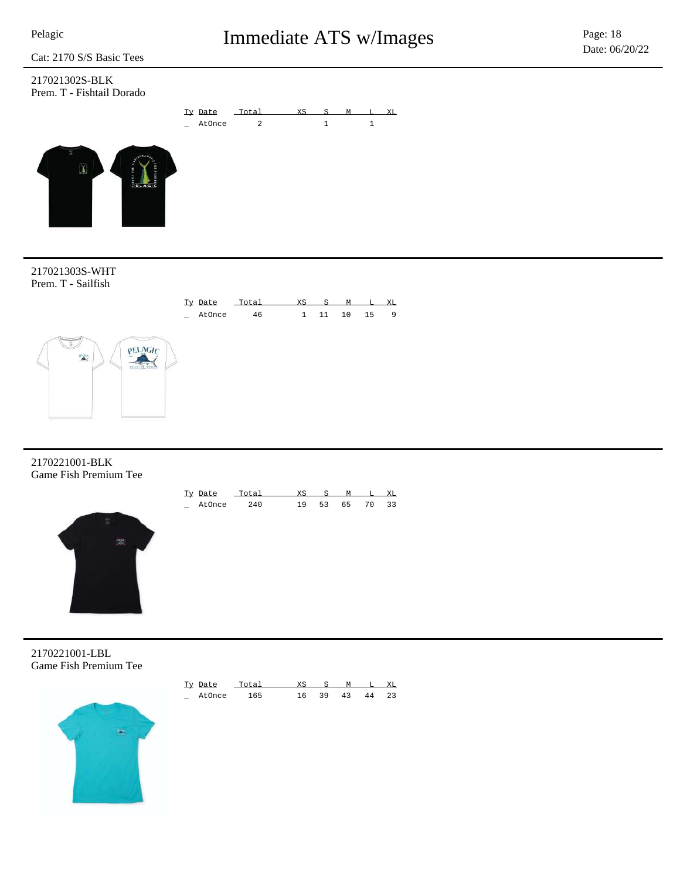Cat: 2170 S/S Basic Tees

## 217021302S-BLK
Prem. T - Fishtail Dorado

| Ty | Date | Total | XS | S | M | L | XL |
|---|---|---|---|---|---|---|---|
| _ | AtOnce | 2 | | 1 | | 1 | |

## 217021303S-WHT
Prem. T - Sailfish

| Ty | Date | Total | XS | S | M | L | XL |
|---|---|---|---|---|---|---|---|
| _ | AtOnce | 46 | 1 | 11 | 10 | 15 | 9 |

## 2170221001-BLK
Game Fish Premium Tee

| Ty | Date | Total | XS | S | M | L | XL |
|---|---|---|---|---|---|---|---|
| _ | AtOnce | 240 | 19 | 53 | 65 | 70 | 33 |

## 2170221001-LBL
Game Fish Premium Tee

| Ty | Date | Total | XS | S | M | L | XL |
|---|---|---|---|---|---|---|---|
| _ | AtOnce | 165 | 16 | 39 | 43 | 44 | 23 |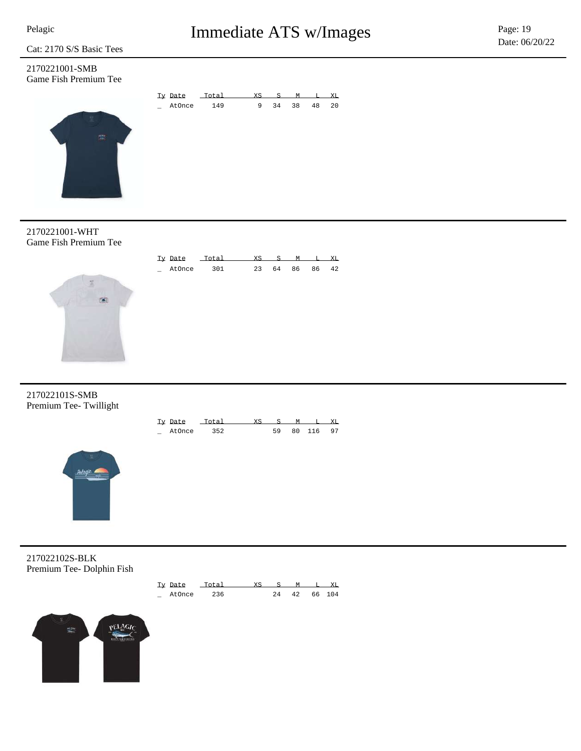Cat: 2170 S/S Basic Tees

## 2170221001-SMB
Game Fish Premium Tee

| Ty | Date | Total | XS | S | M | L | XL |
|---|---|---|---|---|---|---|---|
| _ | AtOnce | 149 | 9 | 34 | 38 | 48 | 20 |

## 2170221001-WHT
Game Fish Premium Tee

| Ty | Date | Total | XS | S | M | L | XL |
|---|---|---|---|---|---|---|---|
| _ | AtOnce | 301 | 23 | 64 | 86 | 86 | 42 |

## 217022101S-SMB
Premium Tee- Twillight

| Ty | Date | Total | XS | S | M | L | XL |
|---|---|---|---|---|---|---|---|
| _ | AtOnce | 352 | | 59 | 80 | 116 | 97 |

## 217022102S-BLK
Premium Tee- Dolphin Fish

| Ty | Date | Total | XS | S | M | L | XL |
|---|---|---|---|---|---|---|---|
| _ | AtOnce | 236 | | 24 | 42 | 66 | 104 |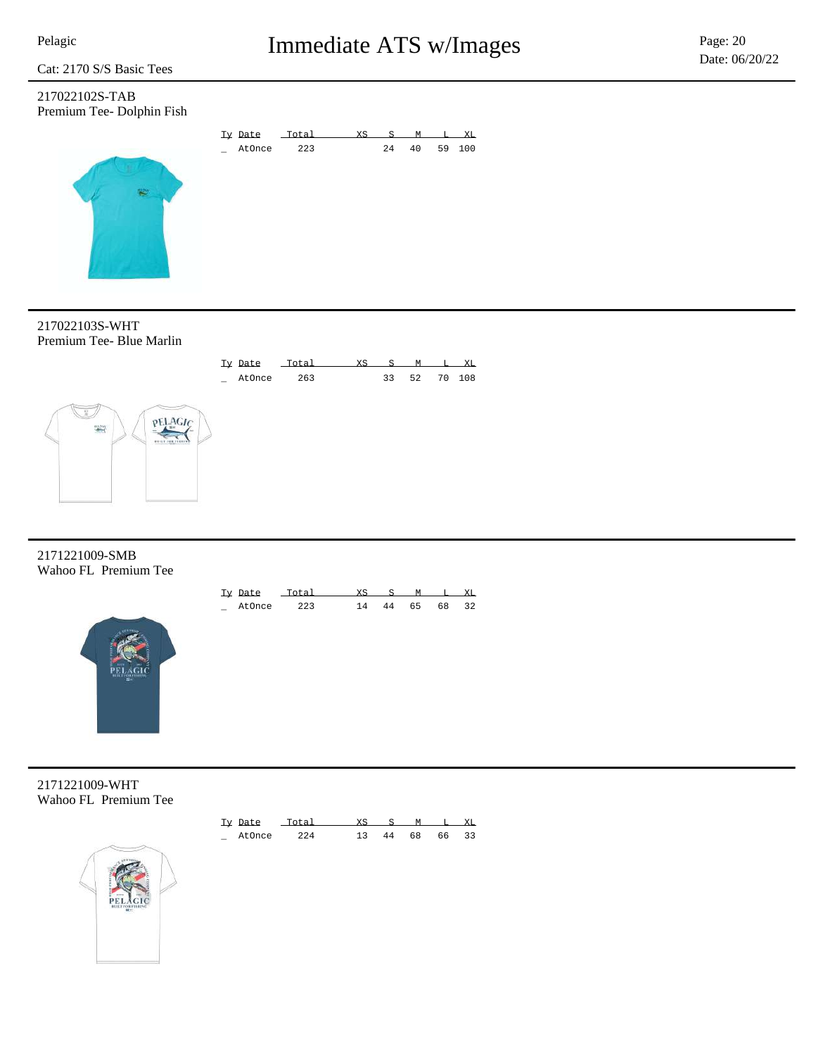Cat: 2170 S/S Basic Tees

## 217022102S-TAB
Premium Tee- Dolphin Fish

| Ty | Date | Total | XS | S | M | L | XL |
|---|---|---|---|---|---|---|---|
| _ | AtOnce | 223 | | 24 | 40 | 59 | 100 |

## 217022103S-WHT
Premium Tee- Blue Marlin

| Ty | Date | Total | XS | S | M | L | XL |
|---|---|---|---|---|---|---|---|
| _ | AtOnce | 263 | | 33 | 52 | 70 | 108 |

## 2171221009-SMB
Wahoo FL Premium Tee

| Ty | Date | Total | XS | S | M | L | XL |
|---|---|---|---|---|---|---|---|
| _ | AtOnce | 223 | 14 | 44 | 65 | 68 | 32 |

## 2171221009-WHT
Wahoo FL Premium Tee

| Ty | Date | Total | XS | S | M | L | XL |
|---|---|---|---|---|---|---|---|
| _ | AtOnce | 224 | 13 | 44 | 68 | 66 | 33 |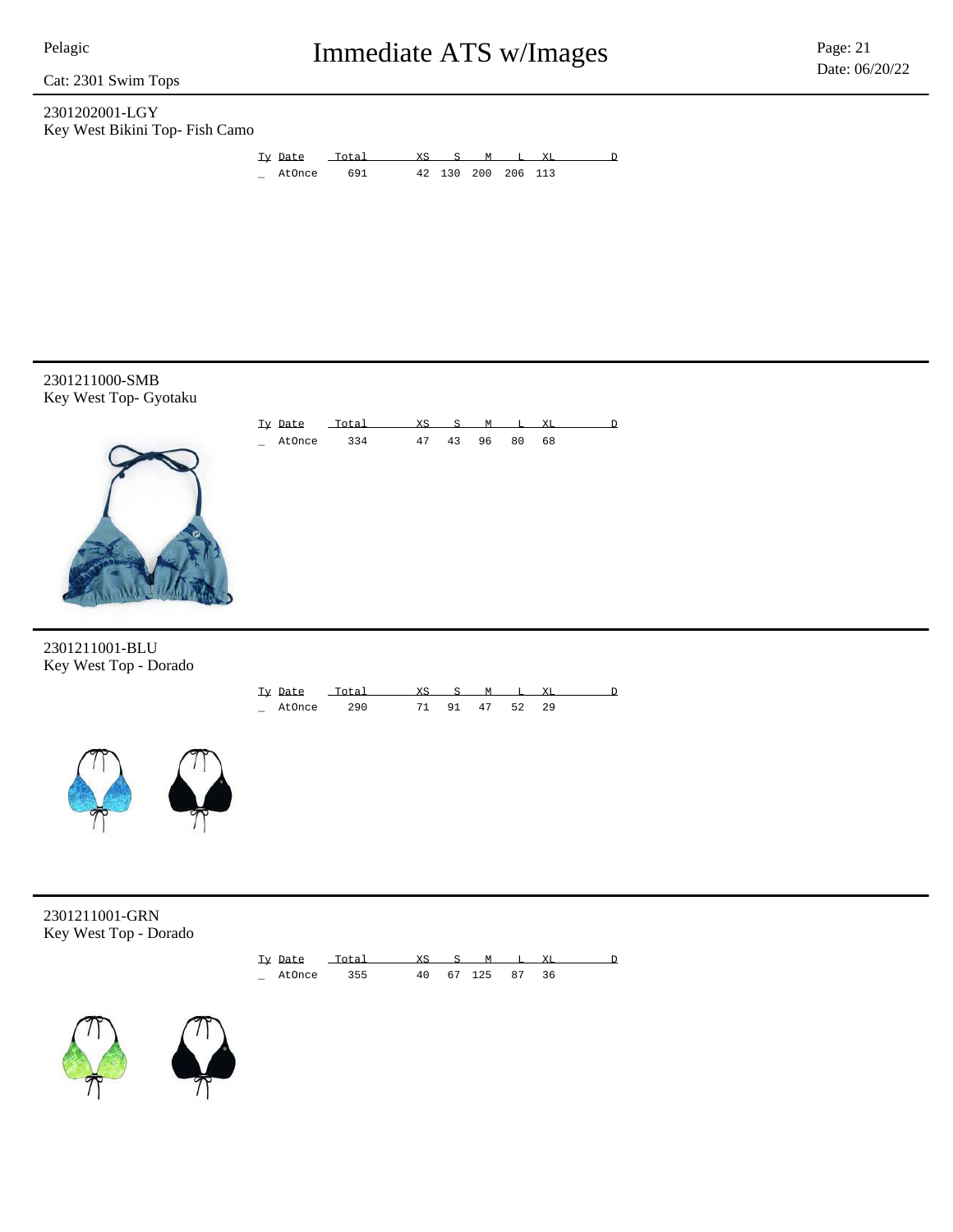Cat: 2301 Swim Tops

## 2301202001-LGY
Key West Bikini Top- Fish Camo

| Ty | Date | Total | XS | S | M | L | XL | D |
|---|---|---|---|---|---|---|---|---|
| _ | AtOnce | 691 | 42 | 130 | 200 | 206 | 113 | |

## 2301211000-SMB
Key West Top- Gyotaku

| Ty | Date | Total | XS | S | M | L | XL | D |
|---|---|---|---|---|---|---|---|---|
| _ | AtOnce | 334 | 47 | 43 | 96 | 80 | 68 | |

## 2301211001-BLU
Key West Top - Dorado

| Ty | Date | Total | XS | S | M | L | XL | D |
|---|---|---|---|---|---|---|---|---|
| _ | AtOnce | 290 | 71 | 91 | 47 | 52 | 29 | |

## 2301211001-GRN
Key West Top - Dorado

| Ty | Date | Total | XS | S | M | L | XL | D |
|---|---|---|---|---|---|---|---|---|
| _ | AtOnce | 355 | 40 | 67 | 125 | 87 | 36 | |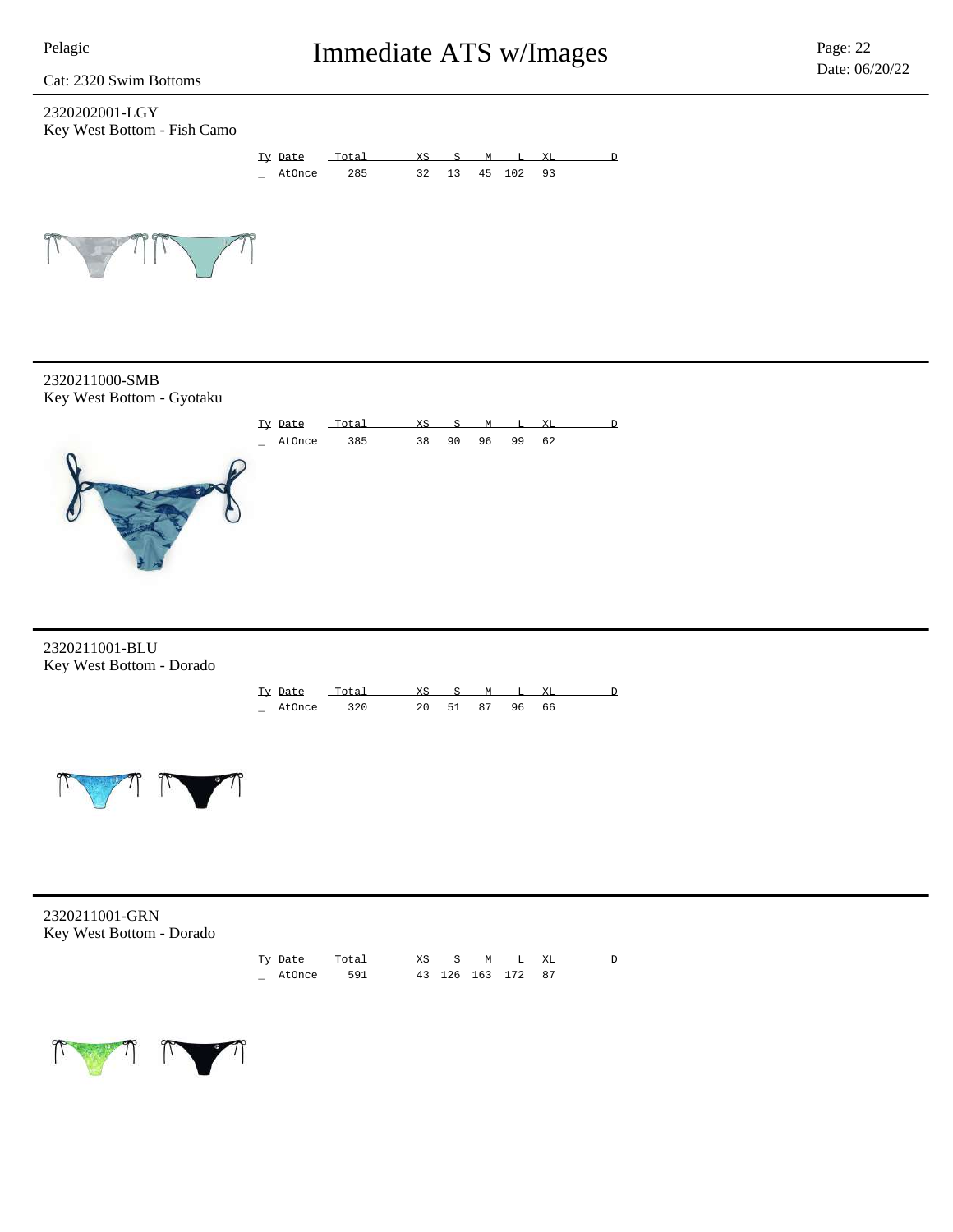Cat: 2320 Swim Bottoms

## 2320202001-LGY
Key West Bottom - Fish Camo

| Ty | Date | Total | XS | S | M | L | XL | D |
|---|---|---|---|---|---|---|---|---|
| _ | AtOnce | 285 | 32 | 13 | 45 | 102 | 93 | |

## 2320211000-SMB
Key West Bottom - Gyotaku

| Ty | Date | Total | XS | S | M | L | XL | D |
|---|---|---|---|---|---|---|---|---|
| _ | AtOnce | 385 | 38 | 90 | 96 | 99 | 62 | |

## 2320211001-BLU
Key West Bottom - Dorado

| Ty | Date | Total | XS | S | M | L | XL | D |
|---|---|---|---|---|---|---|---|---|
| _ | AtOnce | 320 | 20 | 51 | 87 | 96 | 66 | |

## 2320211001-GRN
Key West Bottom - Dorado

| Ty | Date | Total | XS | S | M | L | XL | D |
|---|---|---|---|---|---|---|---|---|
| _ | AtOnce | 591 | 43 | 126 | 163 | 172 | 87 | |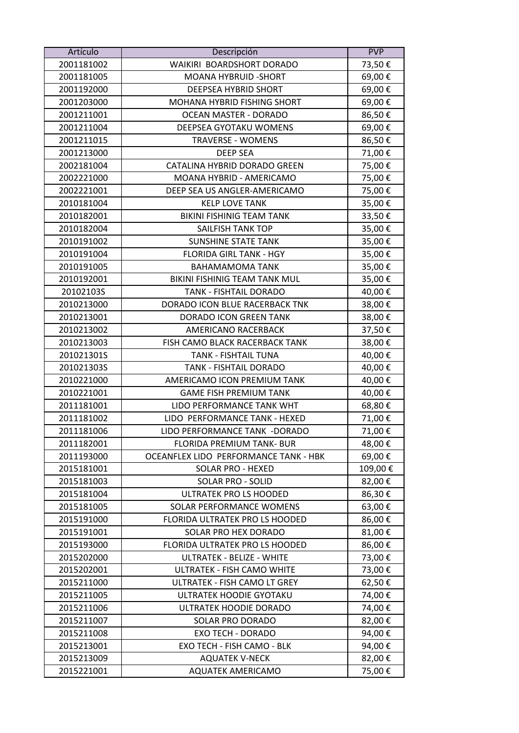| Artículo | Descripción | PVP |
|---|---|---|
| 2001181002 | WAIKIRI  BOARDSHORT DORADO | 73,50 € |
| 2001181005 | MOANA HYBRUID -SHORT | 69,00 € |
| 2001192000 | DEEPSEA HYBRID SHORT | 69,00 € |
| 2001203000 | MOHANA HYBRID FISHING SHORT | 69,00 € |
| 2001211001 | OCEAN MASTER - DORADO | 86,50 € |
| 2001211004 | DEEPSEA GYOTAKU WOMENS | 69,00 € |
| 2001211015 | TRAVERSE - WOMENS | 86,50 € |
| 2001213000 | DEEP SEA | 71,00 € |
| 2002181004 | CATALINA HYBRID DORADO GREEN | 75,00 € |
| 2002221000 | MOANA HYBRID - AMERICAMO | 75,00 € |
| 2002221001 | DEEP SEA US ANGLER-AMERICAMO | 75,00 € |
| 2010181004 | KELP LOVE TANK | 35,00 € |
| 2010182001 | BIKINI FISHINIG TEAM TANK | 33,50 € |
| 2010182004 | SAILFISH TANK TOP | 35,00 € |
| 2010191002 | SUNSHINE STATE TANK | 35,00 € |
| 2010191004 | FLORIDA GIRL TANK - HGY | 35,00 € |
| 2010191005 | BAHAMAMOMA TANK | 35,00 € |
| 2010192001 | BIKINI FISHINIG TEAM TANK MUL | 35,00 € |
| 20102103S | TANK - FISHTAIL DORADO | 40,00 € |
| 2010213000 | DORADO ICON BLUE RACERBACK TNK | 38,00 € |
| 2010213001 | DORADO ICON GREEN TANK | 38,00 € |
| 2010213002 | AMERICANO RACERBACK | 37,50 € |
| 2010213003 | FISH CAMO BLACK RACERBACK TANK | 38,00 € |
| 201021301S | TANK - FISHTAIL TUNA | 40,00 € |
| 201021303S | TANK - FISHTAIL DORADO | 40,00 € |
| 2010221000 | AMERICAMO ICON PREMIUM TANK | 40,00 € |
| 2010221001 | GAME FISH PREMIUM TANK | 40,00 € |
| 2011181001 | LIDO PERFORMANCE TANK WHT | 68,80 € |
| 2011181002 | LIDO  PERFORMANCE TANK - HEXED | 71,00 € |
| 2011181006 | LIDO PERFORMANCE TANK  -DORADO | 71,00 € |
| 2011182001 | FLORIDA PREMIUM TANK- BUR | 48,00 € |
| 2011193000 | OCEANFLEX LIDO  PERFORMANCE TANK - HBK | 69,00 € |
| 2015181001 | SOLAR PRO - HEXED | 109,00 € |
| 2015181003 | SOLAR PRO - SOLID | 82,00 € |
| 2015181004 | ULTRATEK PRO LS HOODED | 86,30 € |
| 2015181005 | SOLAR PERFORMANCE WOMENS | 63,00 € |
| 2015191000 | FLORIDA ULTRATEK PRO LS HOODED | 86,00 € |
| 2015191001 | SOLAR PRO HEX DORADO | 81,00 € |
| 2015193000 | FLORIDA ULTRATEK PRO LS HOODED | 86,00 € |
| 2015202000 | ULTRATEK - BELIZE - WHITE | 73,00 € |
| 2015202001 | ULTRATEK - FISH CAMO WHITE | 73,00 € |
| 2015211000 | ULTRATEK - FISH CAMO LT GREY | 62,50 € |
| 2015211005 | ULTRATEK HOODIE GYOTAKU | 74,00 € |
| 2015211006 | ULTRATEK HOODIE DORADO | 74,00 € |
| 2015211007 | SOLAR PRO DORADO | 82,00 € |
| 2015211008 | EXO TECH - DORADO | 94,00 € |
| 2015213001 | EXO TECH - FISH CAMO - BLK | 94,00 € |
| 2015213009 | AQUATEK V-NECK | 82,00 € |
| 2015221001 | AQUATEK AMERICAMO | 75,00 € |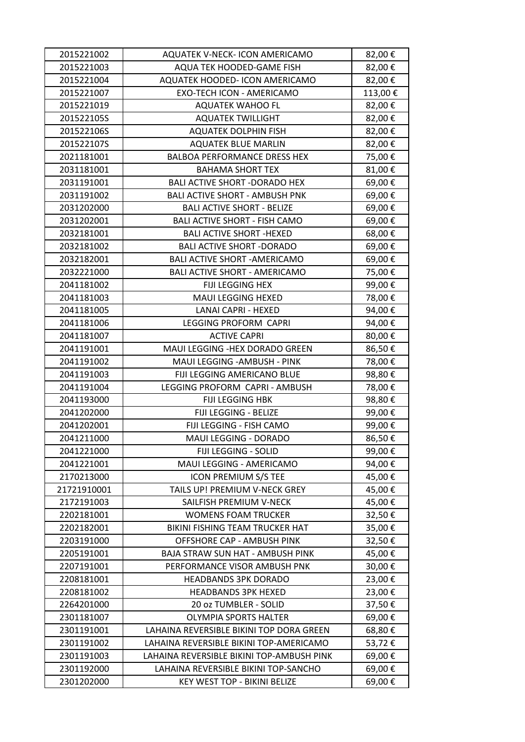| 2015221002 | AQUATEK V-NECK- ICON AMERICAMO | 82,00 € |
|---|---|---|
| 2015221003 | AQUA TEK HOODED-GAME FISH | 82,00 € |
| 2015221004 | AQUATEK HOODED- ICON AMERICAMO | 82,00 € |
| 2015221007 | EXO-TECH ICON - AMERICAMO | 113,00 € |
| 2015221019 | AQUATEK WAHOO FL | 82,00 € |
| 201522105S | AQUATEK TWILLIGHT | 82,00 € |
| 201522106S | AQUATEK DOLPHIN FISH | 82,00 € |
| 201522107S | AQUATEK BLUE MARLIN | 82,00 € |
| 2021181001 | BALBOA PERFORMANCE DRESS HEX | 75,00 € |
| 2031181001 | BAHAMA SHORT TEX | 81,00 € |
| 2031191001 | BALI ACTIVE SHORT -DORADO HEX | 69,00 € |
| 2031191002 | BALI ACTIVE SHORT - AMBUSH PNK | 69,00 € |
| 2031202000 | BALI ACTIVE SHORT - BELIZE | 69,00 € |
| 2031202001 | BALI ACTIVE SHORT - FISH CAMO | 69,00 € |
| 2032181001 | BALI ACTIVE SHORT -HEXED | 68,00 € |
| 2032181002 | BALI ACTIVE SHORT -DORADO | 69,00 € |
| 2032182001 | BALI ACTIVE SHORT -AMERICAMO | 69,00 € |
| 2032221000 | BALI ACTIVE SHORT - AMERICAMO | 75,00 € |
| 2041181002 | FIJI LEGGING HEX | 99,00 € |
| 2041181003 | MAUI LEGGING HEXED | 78,00 € |
| 2041181005 | LANAI CAPRI - HEXED | 94,00 € |
| 2041181006 | LEGGING PROFORM CAPRI | 94,00 € |
| 2041181007 | ACTIVE CAPRI | 80,00 € |
| 2041191001 | MAUI LEGGING -HEX DORADO GREEN | 86,50 € |
| 2041191002 | MAUI LEGGING -AMBUSH - PINK | 78,00 € |
| 2041191003 | FIJI LEGGING AMERICANO BLUE | 98,80 € |
| 2041191004 | LEGGING PROFORM CAPRI - AMBUSH | 78,00 € |
| 2041193000 | FIJI LEGGING HBK | 98,80 € |
| 2041202000 | FIJI LEGGING - BELIZE | 99,00 € |
| 2041202001 | FIJI LEGGING - FISH CAMO | 99,00 € |
| 2041211000 | MAUI LEGGING - DORADO | 86,50 € |
| 2041221000 | FIJI LEGGING - SOLID | 99,00 € |
| 2041221001 | MAUI LEGGING - AMERICAMO | 94,00 € |
| 2170213000 | ICON PREMIUM S/S TEE | 45,00 € |
| 21721910001 | TAILS UP! PREMIUM V-NECK GREY | 45,00 € |
| 2172191003 | SAILFISH PREMIUM V-NECK | 45,00 € |
| 2202181001 | WOMENS FOAM TRUCKER | 32,50 € |
| 2202182001 | BIKINI FISHING TEAM TRUCKER HAT | 35,00 € |
| 2203191000 | OFFSHORE CAP - AMBUSH PINK | 32,50 € |
| 2205191001 | BAJA STRAW SUN HAT - AMBUSH PINK | 45,00 € |
| 2207191001 | PERFORMANCE VISOR AMBUSH PNK | 30,00 € |
| 2208181001 | HEADBANDS 3PK DORADO | 23,00 € |
| 2208181002 | HEADBANDS 3PK HEXED | 23,00 € |
| 2264201000 | 20 oz TUMBLER - SOLID | 37,50 € |
| 2301181007 | OLYMPIA SPORTS HALTER | 69,00 € |
| 2301191001 | LAHAINA REVERSIBLE BIKINI TOP DORA GREEN | 68,80 € |
| 2301191002 | LAHAINA REVERSIBLE BIKINI TOP-AMERICAMO | 53,72 € |
| 2301191003 | LAHAINA REVERSIBLE BIKINI TOP-AMBUSH PINK | 69,00 € |
| 2301192000 | LAHAINA REVERSIBLE BIKINI TOP-SANCHO | 69,00 € |
| 2301202000 | KEY WEST TOP - BIKINI BELIZE | 69,00 € |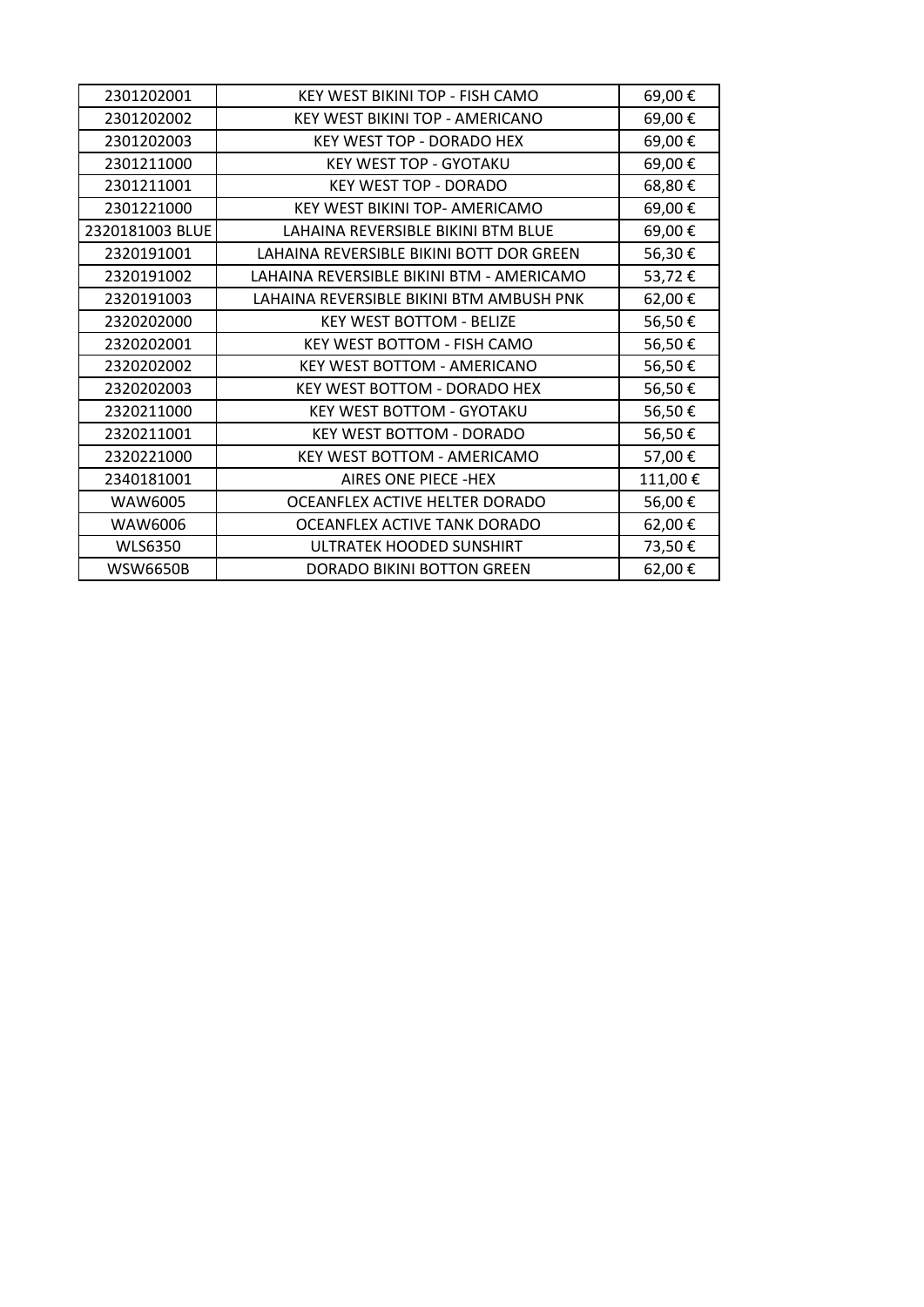| | | |
|---|---|---|
| 2301202001 | KEY WEST BIKINI TOP - FISH CAMO | 69,00 € |
| 2301202002 | KEY WEST BIKINI TOP - AMERICANO | 69,00 € |
| 2301202003 | KEY WEST TOP - DORADO HEX | 69,00 € |
| 2301211000 | KEY WEST TOP - GYOTAKU | 69,00 € |
| 2301211001 | KEY WEST TOP - DORADO | 68,80 € |
| 2301221000 | KEY WEST BIKINI TOP- AMERICAMO | 69,00 € |
| 2320181003 BLUE | LAHAINA REVERSIBLE BIKINI BTM BLUE | 69,00 € |
| 2320191001 | LAHAINA REVERSIBLE BIKINI BOTT DOR GREEN | 56,30 € |
| 2320191002 | LAHAINA REVERSIBLE BIKINI BTM - AMERICAMO | 53,72 € |
| 2320191003 | LAHAINA REVERSIBLE BIKINI BTM AMBUSH PNK | 62,00 € |
| 2320202000 | KEY WEST BOTTOM - BELIZE | 56,50 € |
| 2320202001 | KEY WEST BOTTOM - FISH CAMO | 56,50 € |
| 2320202002 | KEY WEST BOTTOM - AMERICANO | 56,50 € |
| 2320202003 | KEY WEST BOTTOM - DORADO HEX | 56,50 € |
| 2320211000 | KEY WEST BOTTOM - GYOTAKU | 56,50 € |
| 2320211001 | KEY WEST BOTTOM - DORADO | 56,50 € |
| 2320221000 | KEY WEST BOTTOM - AMERICAMO | 57,00 € |
| 2340181001 | AIRES ONE PIECE -HEX | 111,00 € |
| WAW6005 | OCEANFLEX ACTIVE HELTER DORADO | 56,00 € |
| WAW6006 | OCEANFLEX ACTIVE TANK DORADO | 62,00 € |
| WLS6350 | ULTRATEK HOODED SUNSHIRT | 73,50 € |
| WSW6650B | DORADO BIKINI BOTTON GREEN | 62,00 € |